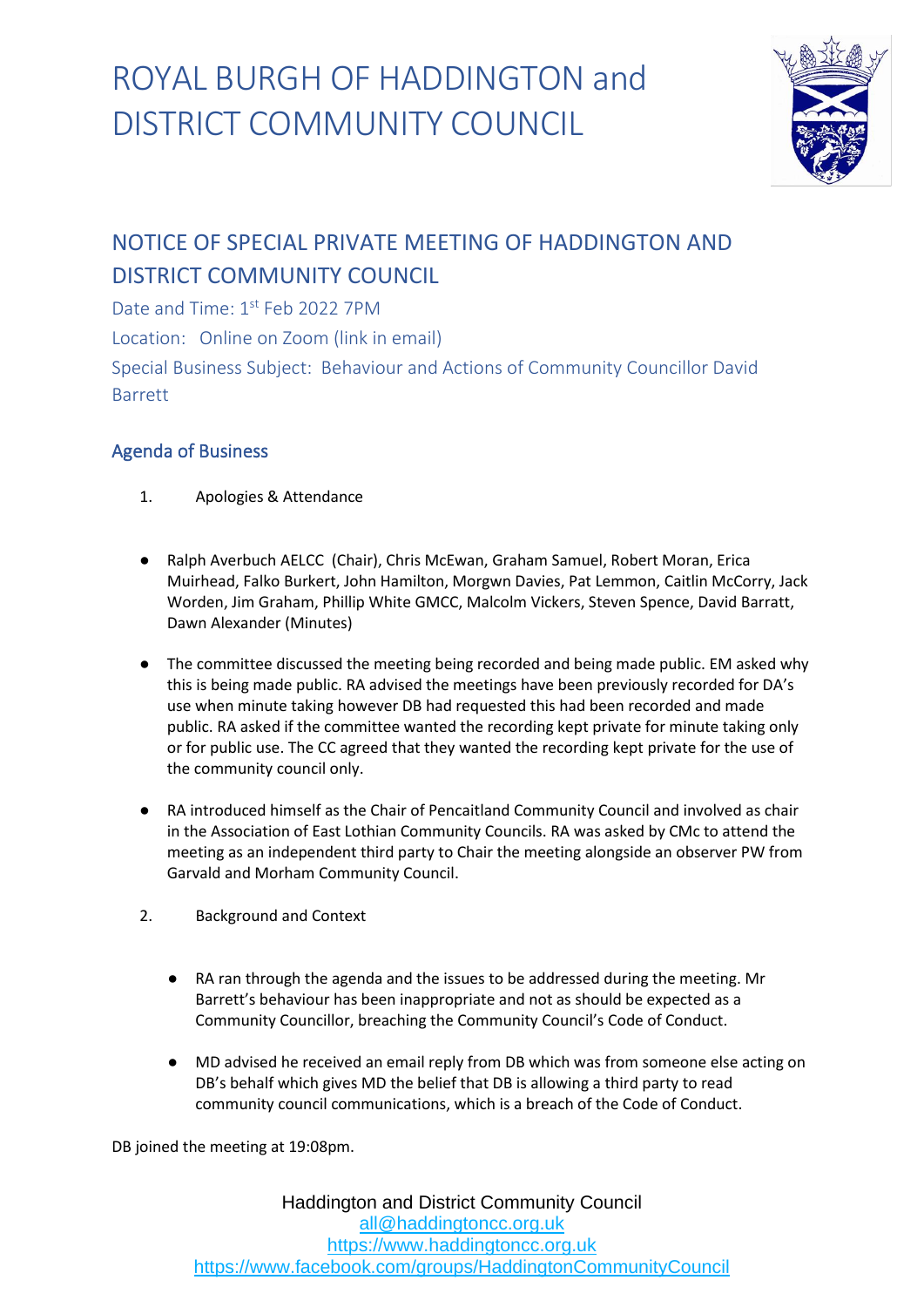# ROYAL BURGH OF HADDINGTON and DISTRICT COMMUNITY COUNCIL

## NOTICE OF SPECIAL PRIVATE MEETING OF HADDINGTON AND DISTRICT COMMUNITY COUNCIL

Date and Time: 1st Feb 2022 7PM

Location: Online on Zoom (link in email)

Special Business Subject: Behaviour and Actions of Community Councillor David Barrett

### Agenda of Business

1. Apologies & Attendance

- Ralph Averbuch AELCC (Chair), Chris McEwan, Graham Samuel, Robert Moran, Erica Muirhead, Falko Burkert, John Hamilton, Morgwn Davies, Pat Lemmon, Caitlin McCorry, Jack Worden, Jim Graham, Phillip White GMCC, Malcolm Vickers, Steven Spence, David Barratt, Dawn Alexander (Minutes)

- The committee discussed the meeting being recorded and being made public. EM asked why this is being made public. RA advised the meetings have been previously recorded for DA's use when minute taking however DB had requested this had been recorded and made public. RA asked if the committee wanted the recording kept private for minute taking only or for public use. The CC agreed that they wanted the recording kept private for the use of the community council only.

- RA introduced himself as the Chair of Pencaitland Community Council and involved as chair in the Association of East Lothian Community Councils. RA was asked by CMc to attend the meeting as an independent third party to Chair the meeting alongside an observer PW from Garvald and Morham Community Council.

2. Background and Context

   - RA ran through the agenda and the issues to be addressed during the meeting. Mr Barrett's behaviour has been inappropriate and not as should be expected as a Community Councillor, breaching the Community Council's Code of Conduct.

   - MD advised he received an email reply from DB which was from someone else acting on DB's behalf which gives MD the belief that DB is allowing a third party to read community council communications, which is a breach of the Code of Conduct.

DB joined the meeting at 19:08pm.

Haddington and District Community Council
all@haddingtoncc.org.uk
https://www.haddingtoncc.org.uk
https://www.facebook.com/groups/HaddingtonCommunityCouncil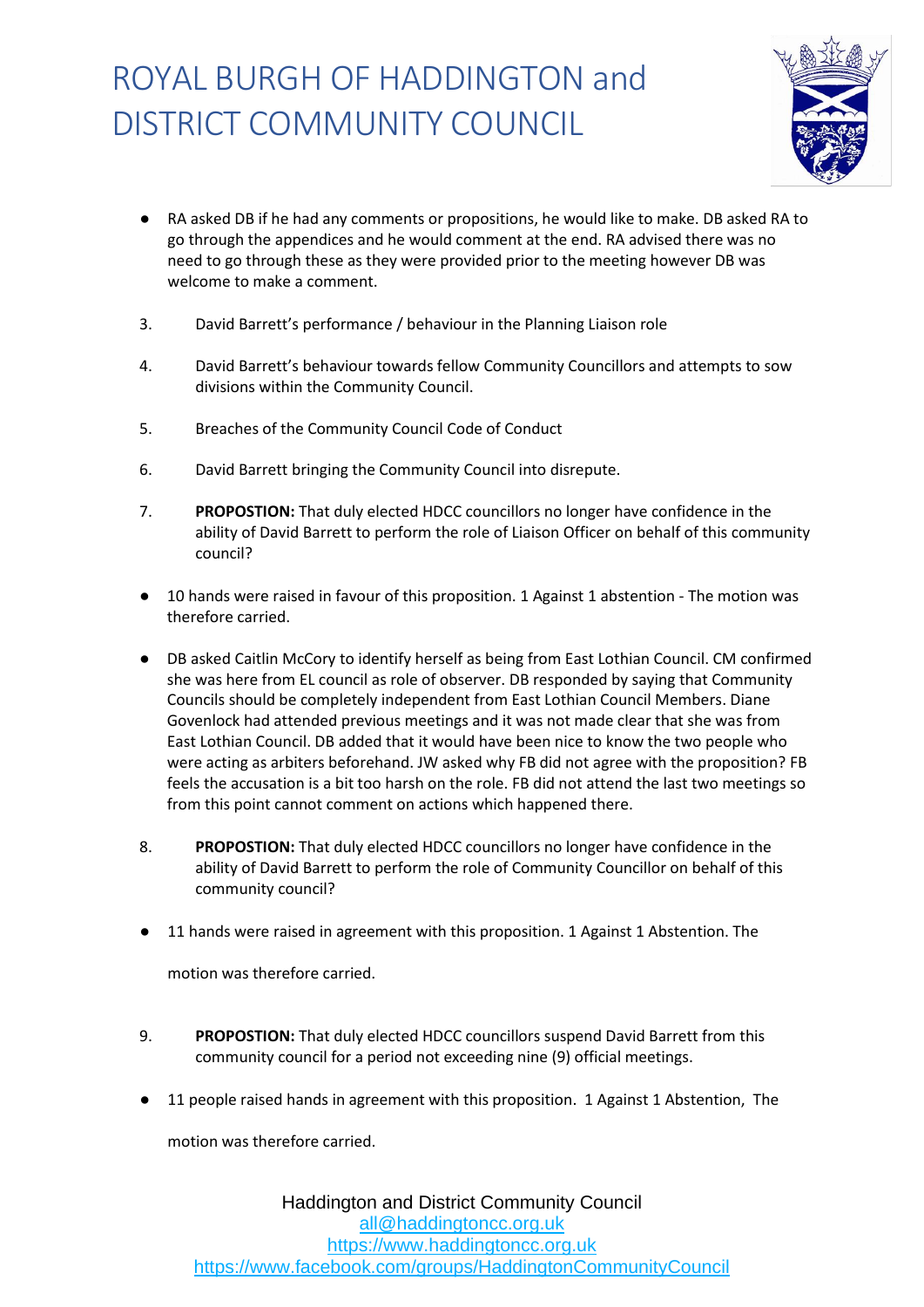- RA asked DB if he had any comments or propositions, he would like to make. DB asked RA to go through the appendices and he would comment at the end. RA advised there was no need to go through these as they were provided prior to the meeting however DB was welcome to make a comment.

3. David Barrett's performance / behaviour in the Planning Liaison role

4. David Barrett's behaviour towards fellow Community Councillors and attempts to sow divisions within the Community Council.

5. Breaches of the Community Council Code of Conduct

6. David Barrett bringing the Community Council into disrepute.

7. **PROPOSTION:** That duly elected HDCC councillors no longer have confidence in the ability of David Barrett to perform the role of Liaison Officer on behalf of this community council?

- 10 hands were raised in favour of this proposition. 1 Against 1 abstention - The motion was therefore carried.

- DB asked Caitlin McCory to identify herself as being from East Lothian Council. CM confirmed she was here from EL council as role of observer. DB responded by saying that Community Councils should be completely independent from East Lothian Council Members. Diane Govenlock had attended previous meetings and it was not made clear that she was from East Lothian Council. DB added that it would have been nice to know the two people who were acting as arbiters beforehand. JW asked why FB did not agree with the proposition? FB feels the accusation is a bit too harsh on the role. FB did not attend the last two meetings so from this point cannot comment on actions which happened there.

8. **PROPOSTION:** That duly elected HDCC councillors no longer have confidence in the ability of David Barrett to perform the role of Community Councillor on behalf of this community council?

- 11 hands were raised in agreement with this proposition. 1 Against 1 Abstention. The

  motion was therefore carried.

9. **PROPOSTION:** That duly elected HDCC councillors suspend David Barrett from this community council for a period not exceeding nine (9) official meetings.

- 11 people raised hands in agreement with this proposition. 1 Against 1 Abstention, The

  motion was therefore carried.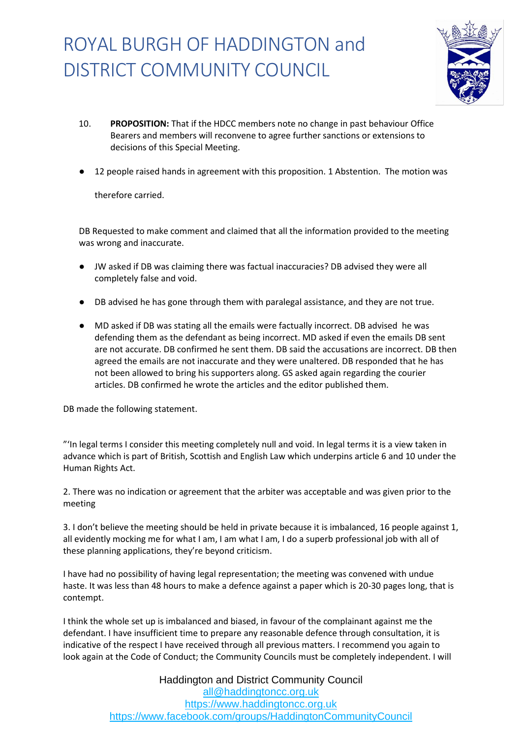10. **PROPOSITION:** That if the HDCC members note no change in past behaviour Office Bearers and members will reconvene to agree further sanctions or extensions to decisions of this Special Meeting.

- 12 people raised hands in agreement with this proposition. 1 Abstention. The motion was

  therefore carried.

DB Requested to make comment and claimed that all the information provided to the meeting was wrong and inaccurate.

- JW asked if DB was claiming there was factual inaccuracies? DB advised they were all completely false and void.
- DB advised he has gone through them with paralegal assistance, and they are not true.
- MD asked if DB was stating all the emails were factually incorrect. DB advised he was defending them as the defendant as being incorrect. MD asked if even the emails DB sent are not accurate. DB confirmed he sent them. DB said the accusations are incorrect. DB then agreed the emails are not inaccurate and they were unaltered. DB responded that he has not been allowed to bring his supporters along. GS asked again regarding the courier articles. DB confirmed he wrote the articles and the editor published them.

DB made the following statement.

"'In legal terms I consider this meeting completely null and void. In legal terms it is a view taken in advance which is part of British, Scottish and English Law which underpins article 6 and 10 under the Human Rights Act.

2. There was no indication or agreement that the arbiter was acceptable and was given prior to the meeting

3. I don't believe the meeting should be held in private because it is imbalanced, 16 people against 1, all evidently mocking me for what I am, I am what I am, I do a superb professional job with all of these planning applications, they're beyond criticism.

I have had no possibility of having legal representation; the meeting was convened with undue haste. It was less than 48 hours to make a defence against a paper which is 20-30 pages long, that is contempt.

I think the whole set up is imbalanced and biased, in favour of the complainant against me the defendant. I have insufficient time to prepare any reasonable defence through consultation, it is indicative of the respect I have received through all previous matters. I recommend you again to look again at the Code of Conduct; the Community Councils must be completely independent. I will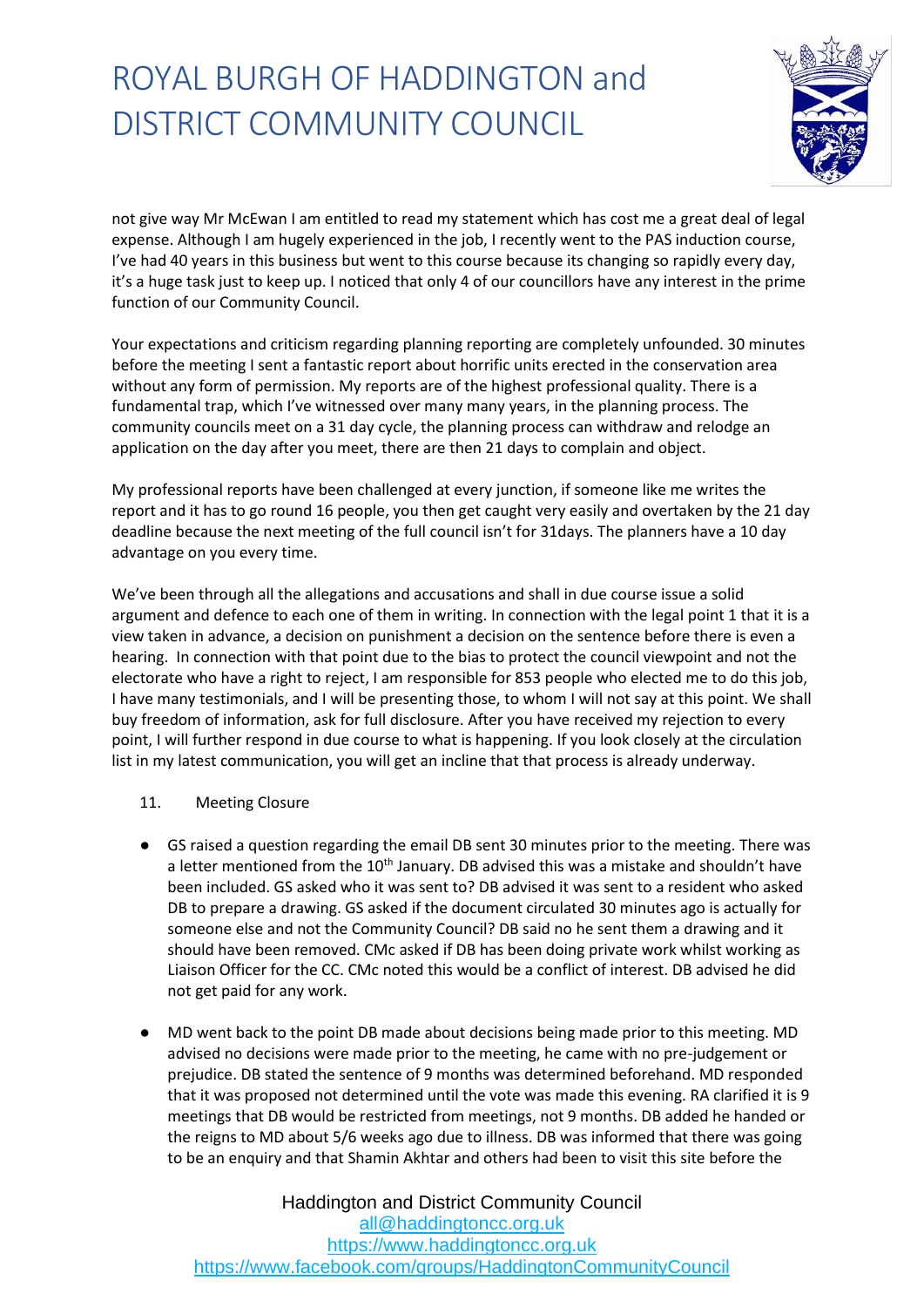not give way Mr McEwan I am entitled to read my statement which has cost me a great deal of legal expense. Although I am hugely experienced in the job, I recently went to the PAS induction course, I've had 40 years in this business but went to this course because its changing so rapidly every day, it's a huge task just to keep up. I noticed that only 4 of our councillors have any interest in the prime function of our Community Council.

Your expectations and criticism regarding planning reporting are completely unfounded. 30 minutes before the meeting I sent a fantastic report about horrific units erected in the conservation area without any form of permission. My reports are of the highest professional quality. There is a fundamental trap, which I've witnessed over many many years, in the planning process. The community councils meet on a 31 day cycle, the planning process can withdraw and relodge an application on the day after you meet, there are then 21 days to complain and object.

My professional reports have been challenged at every junction, if someone like me writes the report and it has to go round 16 people, you then get caught very easily and overtaken by the 21 day deadline because the next meeting of the full council isn't for 31days. The planners have a 10 day advantage on you every time.

We've been through all the allegations and accusations and shall in due course issue a solid argument and defence to each one of them in writing. In connection with the legal point 1 that it is a view taken in advance, a decision on punishment a decision on the sentence before there is even a hearing. In connection with that point due to the bias to protect the council viewpoint and not the electorate who have a right to reject, I am responsible for 853 people who elected me to do this job, I have many testimonials, and I will be presenting those, to whom I will not say at this point. We shall buy freedom of information, ask for full disclosure. After you have received my rejection to every point, I will further respond in due course to what is happening. If you look closely at the circulation list in my latest communication, you will get an incline that that process is already underway.

11. Meeting Closure

- GS raised a question regarding the email DB sent 30 minutes prior to the meeting. There was a letter mentioned from the 10th January. DB advised this was a mistake and shouldn't have been included. GS asked who it was sent to? DB advised it was sent to a resident who asked DB to prepare a drawing. GS asked if the document circulated 30 minutes ago is actually for someone else and not the Community Council? DB said no he sent them a drawing and it should have been removed. CMc asked if DB has been doing private work whilst working as Liaison Officer for the CC. CMc noted this would be a conflict of interest. DB advised he did not get paid for any work.

- MD went back to the point DB made about decisions being made prior to this meeting. MD advised no decisions were made prior to the meeting, he came with no pre-judgement or prejudice. DB stated the sentence of 9 months was determined beforehand. MD responded that it was proposed not determined until the vote was made this evening. RA clarified it is 9 meetings that DB would be restricted from meetings, not 9 months. DB added he handed or the reigns to MD about 5/6 weeks ago due to illness. DB was informed that there was going to be an enquiry and that Shamin Akhtar and others had been to visit this site before the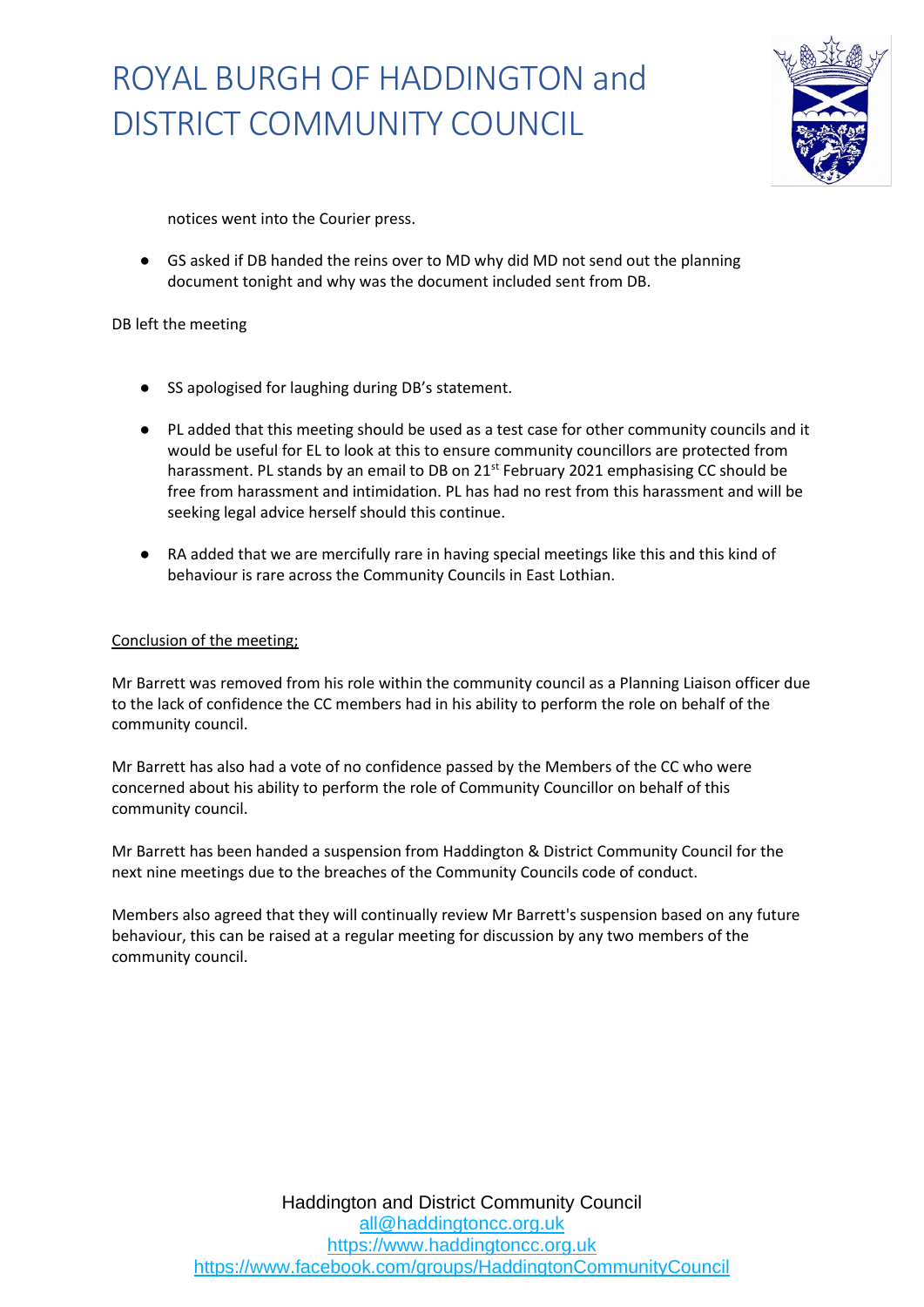notices went into the Courier press.

- GS asked if DB handed the reins over to MD why did MD not send out the planning document tonight and why was the document included sent from DB.

DB left the meeting

- SS apologised for laughing during DB's statement.
- PL added that this meeting should be used as a test case for other community councils and it would be useful for EL to look at this to ensure community councillors are protected from harassment. PL stands by an email to DB on 21st February 2021 emphasising CC should be free from harassment and intimidation. PL has had no rest from this harassment and will be seeking legal advice herself should this continue.
- RA added that we are mercifully rare in having special meetings like this and this kind of behaviour is rare across the Community Councils in East Lothian.

Conclusion of the meeting;

Mr Barrett was removed from his role within the community council as a Planning Liaison officer due to the lack of confidence the CC members had in his ability to perform the role on behalf of the community council.

Mr Barrett has also had a vote of no confidence passed by the Members of the CC who were concerned about his ability to perform the role of Community Councillor on behalf of this community council.

Mr Barrett has been handed a suspension from Haddington & District Community Council for the next nine meetings due to the breaches of the Community Councils code of conduct.

Members also agreed that they will continually review Mr Barrett's suspension based on any future behaviour, this can be raised at a regular meeting for discussion by any two members of the community council.